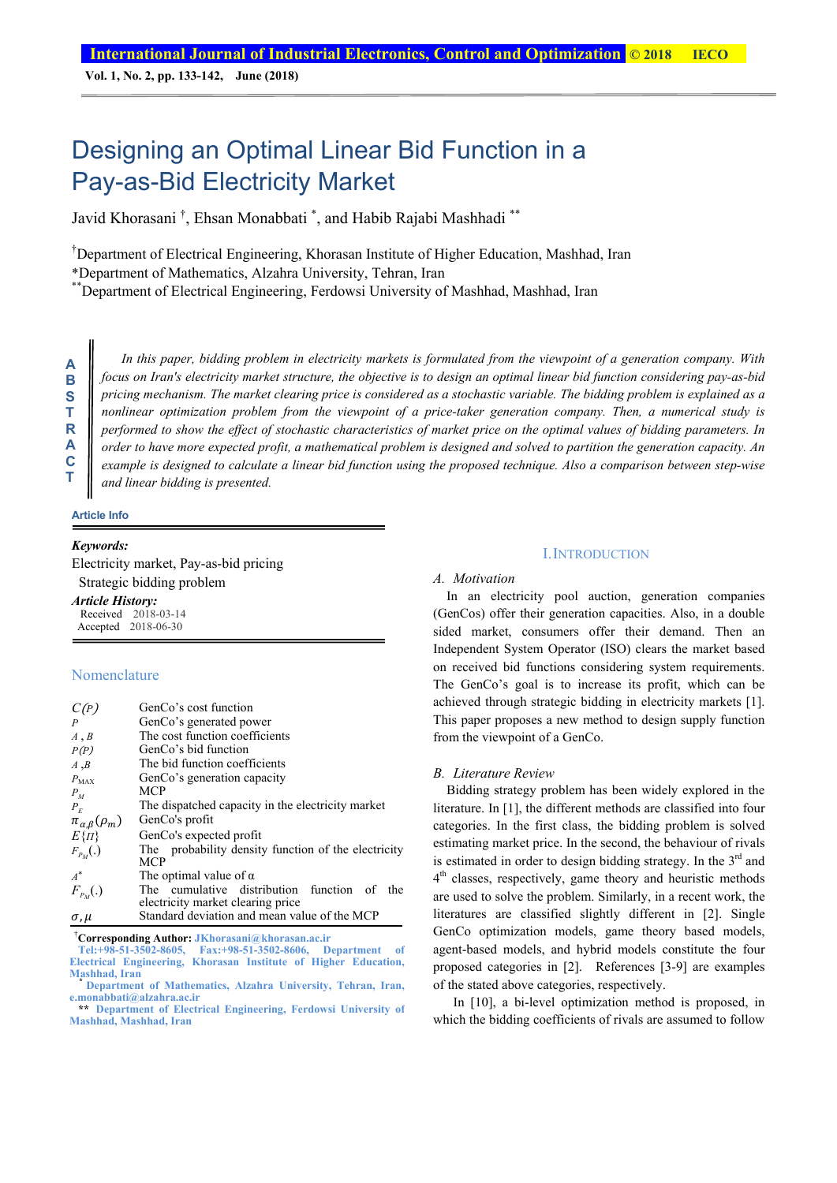# Designing an Optimal Linear Bid Function in a Pay-as-Bid Electricity Market

Javid Khorasani [†], Ehsan Monabbati [*], and Habib Rajabi Mashhadi [**]

[†]Department of Electrical Engineering, Khorasan Institute of Higher Education, Mashhad, Iran
[*]Department of Mathematics, Alzahra University, Tehran, Iran
[**]Department of Electrical Engineering, Ferdowsi University of Mashhad, Mashhad, Iran

**ABSTRACT**

*In this paper, bidding problem in electricity markets is formulated from the viewpoint of a generation company. With focus on Iran's electricity market structure, the objective is to design an optimal linear bid function considering pay-as-bid pricing mechanism. The market clearing price is considered as a stochastic variable. The bidding problem is explained as a nonlinear optimization problem from the viewpoint of a price-taker generation company. Then, a numerical study is performed to show the effect of stochastic characteristics of market price on the optimal values of bidding parameters. In order to have more expected profit, a mathematical problem is designed and solved to partition the generation capacity. An example is designed to calculate a linear bid function using the proposed technique. Also a comparison between step-wise and linear bidding is presented.*

**Article Info**

***Keywords:***
Electricity market, Pay-as-bid pricing
Strategic bidding problem

***Article History:***
Received 2018-03-14
Accepted 2018-06-30

## Nomenclature

| | |
|---|---|
| $C(P)$ | GenCo's cost function |
| $P$ | GenCo's generated power |
| $A$ , $B$ | The cost function coefficients |
| $P(P)$ | GenCo's bid function |
| $A$ ,$B$ | The bid function coefficients |
| $P_{\text{MAX}}$ | GenCo's generation capacity |
| $P_M$ | MCP |
| $P_E$ | The dispatched capacity in the electricity market |
| $\pi_{\alpha,\beta}(\rho_m)$ | GenCo's profit |
| $E\{\Pi\}$ | GenCo's expected profit |
| $F_{P_M}(.)$ | The probability density function of the electricity MCP |
| $A^*$ | The optimal value of α |
| $F_{P_M}(.)$ | The cumulative distribution function of the electricity market clearing price |
| $\sigma, \mu$ | Standard deviation and mean value of the MCP |

[†]**Corresponding Author:** JKhorasani@khorasan.ac.ir
Tel:+98-51-3502-8605, Fax:+98-51-3502-8606, Department of Electrical Engineering, Khorasan Institute of Higher Education, Mashhad, Iran
[*] Department of Mathematics, Alzahra University, Tehran, Iran, e.monabbati@alzahra.ac.ir
[**] Department of Electrical Engineering, Ferdowsi University of Mashhad, Mashhad, Iran

## I. Introduction

### A. Motivation

In an electricity pool auction, generation companies (GenCos) offer their generation capacities. Also, in a double sided market, consumers offer their demand. Then an Independent System Operator (ISO) clears the market based on received bid functions considering system requirements. The GenCo's goal is to increase its profit, which can be achieved through strategic bidding in electricity markets [1]. This paper proposes a new method to design supply function from the viewpoint of a GenCo.

### B. Literature Review

Bidding strategy problem has been widely explored in the literature. In [1], the different methods are classified into four categories. In the first class, the bidding problem is solved estimating market price. In the second, the behaviour of rivals is estimated in order to design bidding strategy. In the 3rd and 4th classes, respectively, game theory and heuristic methods are used to solve the problem. Similarly, in a recent work, the literatures are classified slightly different in [2]. Single GenCo optimization models, game theory based models, agent-based models, and hybrid models constitute the four proposed categories in [2]. References [3-9] are examples of the stated above categories, respectively.

In [10], a bi-level optimization method is proposed, in which the bidding coefficients of rivals are assumed to follow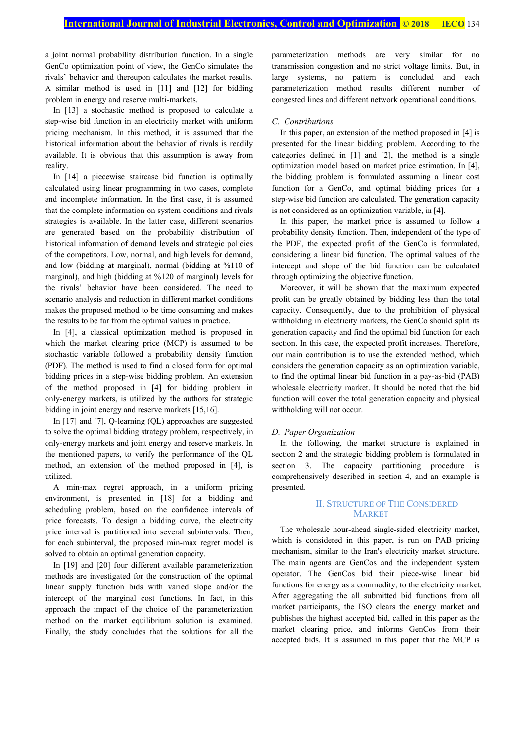a joint normal probability distribution function. In a single GenCo optimization point of view, the GenCo simulates the rivals' behavior and thereupon calculates the market results. A similar method is used in [11] and [12] for bidding problem in energy and reserve multi-markets.

In [13] a stochastic method is proposed to calculate a step-wise bid function in an electricity market with uniform pricing mechanism. In this method, it is assumed that the historical information about the behavior of rivals is readily available. It is obvious that this assumption is away from reality.

In [14] a piecewise staircase bid function is optimally calculated using linear programming in two cases, complete and incomplete information. In the first case, it is assumed that the complete information on system conditions and rivals strategies is available. In the latter case, different scenarios are generated based on the probability distribution of historical information of demand levels and strategic policies of the competitors. Low, normal, and high levels for demand, and low (bidding at marginal), normal (bidding at %110 of marginal), and high (bidding at %120 of marginal) levels for the rivals' behavior have been considered. The need to scenario analysis and reduction in different market conditions makes the proposed method to be time consuming and makes the results to be far from the optimal values in practice.

In [4], a classical optimization method is proposed in which the market clearing price (MCP) is assumed to be stochastic variable followed a probability density function (PDF). The method is used to find a closed form for optimal bidding prices in a step-wise bidding problem. An extension of the method proposed in [4] for bidding problem in only-energy markets, is utilized by the authors for strategic bidding in joint energy and reserve markets [15,16].

In [17] and [7], Q-learning (QL) approaches are suggested to solve the optimal bidding strategy problem, respectively, in only-energy markets and joint energy and reserve markets. In the mentioned papers, to verify the performance of the QL method, an extension of the method proposed in [4], is utilized.

A min-max regret approach, in a uniform pricing environment, is presented in [18] for a bidding and scheduling problem, based on the confidence intervals of price forecasts. To design a bidding curve, the electricity price interval is partitioned into several subintervals. Then, for each subinterval, the proposed min-max regret model is solved to obtain an optimal generation capacity.

In [19] and [20] four different available parameterization methods are investigated for the construction of the optimal linear supply function bids with varied slope and/or the intercept of the marginal cost functions. In fact, in this approach the impact of the choice of the parameterization method on the market equilibrium solution is examined. Finally, the study concludes that the solutions for all the parameterization methods are very similar for no transmission congestion and no strict voltage limits. But, in large systems, no pattern is concluded and each parameterization method results different number of congested lines and different network operational conditions.

### C. Contributions

In this paper, an extension of the method proposed in [4] is presented for the linear bidding problem. According to the categories defined in [1] and [2], the method is a single optimization model based on market price estimation. In [4], the bidding problem is formulated assuming a linear cost function for a GenCo, and optimal bidding prices for a step-wise bid function are calculated. The generation capacity is not considered as an optimization variable, in [4].

In this paper, the market price is assumed to follow a probability density function. Then, independent of the type of the PDF, the expected profit of the GenCo is formulated, considering a linear bid function. The optimal values of the intercept and slope of the bid function can be calculated through optimizing the objective function.

Moreover, it will be shown that the maximum expected profit can be greatly obtained by bidding less than the total capacity. Consequently, due to the prohibition of physical withholding in electricity markets, the GenCo should split its generation capacity and find the optimal bid function for each section. In this case, the expected profit increases. Therefore, our main contribution is to use the extended method, which considers the generation capacity as an optimization variable, to find the optimal linear bid function in a pay-as-bid (PAB) wholesale electricity market. It should be noted that the bid function will cover the total generation capacity and physical withholding will not occur.

### D. Paper Organization

In the following, the market structure is explained in section 2 and the strategic bidding problem is formulated in section 3. The capacity partitioning procedure is comprehensively described in section 4, and an example is presented.

## II. Structure of The Considered Market

The wholesale hour-ahead single-sided electricity market, which is considered in this paper, is run on PAB pricing mechanism, similar to the Iran's electricity market structure. The main agents are GenCos and the independent system operator. The GenCos bid their piece-wise linear bid functions for energy as a commodity, to the electricity market. After aggregating the all submitted bid functions from all market participants, the ISO clears the energy market and publishes the highest accepted bid, called in this paper as the market clearing price, and informs GenCos from their accepted bids. It is assumed in this paper that the MCP is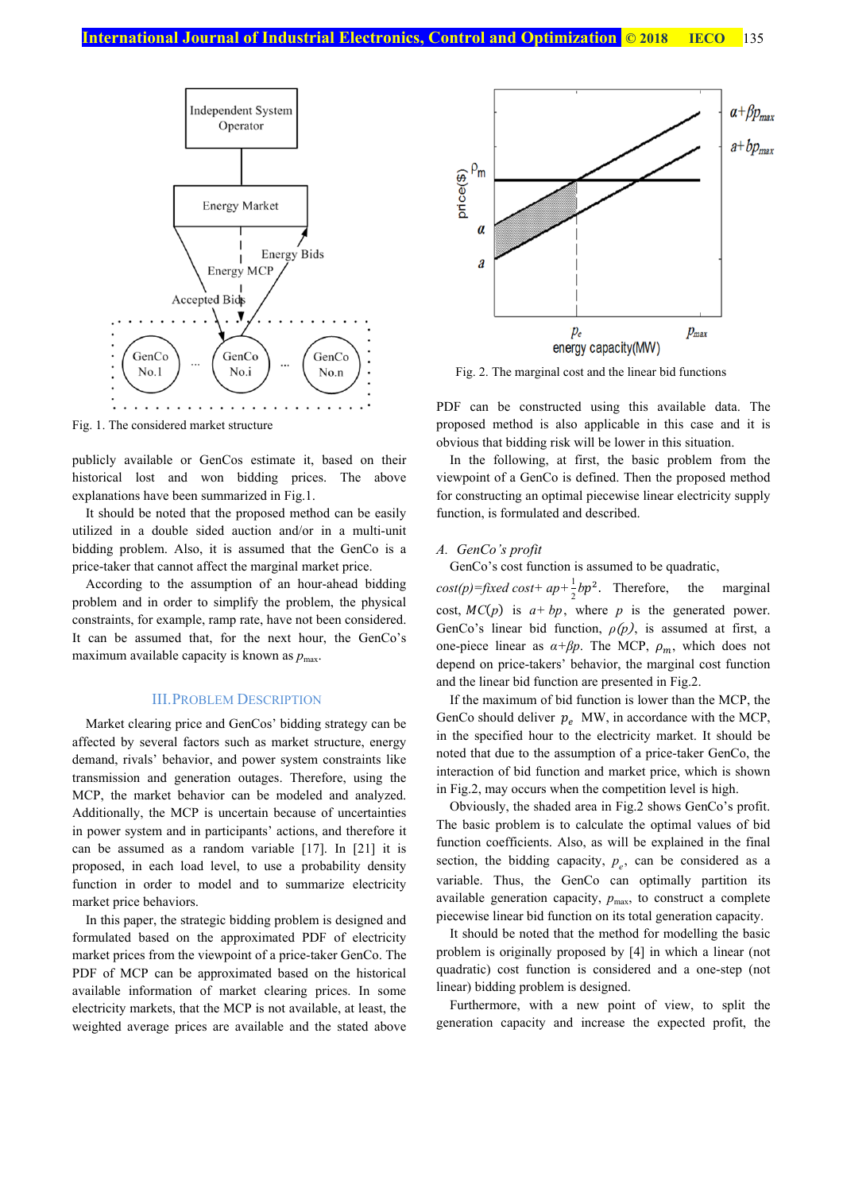Fig. 1. The considered market structure

publicly available or GenCos estimate it, based on their historical lost and won bidding prices. The above explanations have been summarized in Fig.1.

It should be noted that the proposed method can be easily utilized in a double sided auction and/or in a multi-unit bidding problem. Also, it is assumed that the GenCo is a price-taker that cannot affect the marginal market price.

According to the assumption of an hour-ahead bidding problem and in order to simplify the problem, the physical constraints, for example, ramp rate, have not been considered. It can be assumed that, for the next hour, the GenCo's maximum available capacity is known as $p_{max}$.

## III. Problem Description

Market clearing price and GenCos' bidding strategy can be affected by several factors such as market structure, energy demand, rivals' behavior, and power system constraints like transmission and generation outages. Therefore, using the MCP, the market behavior can be modeled and analyzed. Additionally, the MCP is uncertain because of uncertainties in power system and in participants' actions, and therefore it can be assumed as a random variable [17]. In [21] it is proposed, in each load level, to use a probability density function in order to model and to summarize electricity market price behaviors.

In this paper, the strategic bidding problem is designed and formulated based on the approximated PDF of electricity market prices from the viewpoint of a price-taker GenCo. The PDF of MCP can be approximated based on the historical available information of market clearing prices. In some electricity markets, that the MCP is not available, at least, the weighted average prices are available and the stated above PDF can be constructed using this available data. The proposed method is also applicable in this case and it is obvious that bidding risk will be lower in this situation.

In the following, at first, the basic problem from the viewpoint of a GenCo is defined. Then the proposed method for constructing an optimal piecewise linear electricity supply function, is formulated and described.

Fig. 2. The marginal cost and the linear bid functions

### A. GenCo's profit

GenCo's cost function is assumed to be quadratic, $cost(p)=fixed\ cost+ap+\frac{1}{2}bp^2$. Therefore, the marginal cost, $MC(p)$ is $a+bp$, where $p$ is the generated power. GenCo's linear bid function, $\rho(p)$, is assumed at first, a one-piece linear as $\alpha+\beta p$. The MCP, $\rho_m$, which does not depend on price-takers' behavior, the marginal cost function and the linear bid function are presented in Fig.2.

If the maximum of bid function is lower than the MCP, the GenCo should deliver $p_e$ MW, in accordance with the MCP, in the specified hour to the electricity market. It should be noted that due to the assumption of a price-taker GenCo, the interaction of bid function and market price, which is shown in Fig.2, may occurs when the competition level is high.

Obviously, the shaded area in Fig.2 shows GenCo's profit. The basic problem is to calculate the optimal values of bid function coefficients. Also, as will be explained in the final section, the bidding capacity, $p_e$, can be considered as a variable. Thus, the GenCo can optimally partition its available generation capacity, $p_{max}$, to construct a complete piecewise linear bid function on its total generation capacity.

It should be noted that the method for modelling the basic problem is originally proposed by [4] in which a linear (not quadratic) cost function is considered and a one-step (not linear) bidding problem is designed.

Furthermore, with a new point of view, to split the generation capacity and increase the expected profit, the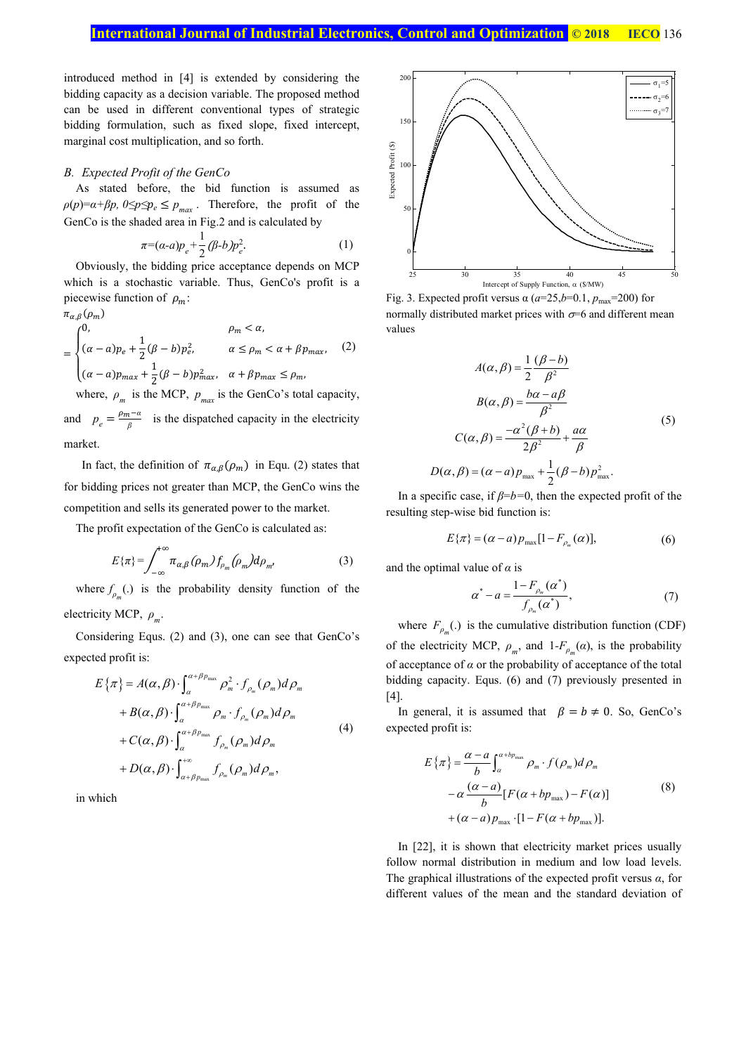introduced method in [4] is extended by considering the bidding capacity as a decision variable. The proposed method can be used in different conventional types of strategic bidding formulation, such as fixed slope, fixed intercept, marginal cost multiplication, and so forth.

### *B. Expected Profit of the GenCo*

As stated before, the bid function is assumed as $\rho(p)=\alpha+\beta p,\ 0\leq p\leq p_e \leq p_{max}$. Therefore, the profit of the GenCo is the shaded area in Fig.2 and is calculated by

$$\pi=(\alpha-a)p_e+\frac{1}{2}(\beta-b)p_e^2. \tag{1}$$

Obviously, the bidding price acceptance depends on MCP which is a stochastic variable. Thus, GenCo's profit is a piecewise function of $\rho_m$:

$$\pi_{\alpha,\beta}(\rho_m) = \begin{cases} 0, & \rho_m < \alpha, \\ (\alpha-a)p_e+\frac{1}{2}(\beta-b)p_e^2, & \alpha \leq \rho_m < \alpha+\beta p_{max}, \\ (\alpha-a)p_{max}+\frac{1}{2}(\beta-b)p_{max}^2, & \alpha+\beta p_{max} \leq \rho_m, \end{cases} \tag{2}$$

where, $\rho_m$ is the MCP, $p_{max}$ is the GenCo's total capacity, and $p_e=\frac{\rho_m-\alpha}{\beta}$ is the dispatched capacity in the electricity market.

In fact, the definition of $\pi_{\alpha,\beta}(\rho_m)$ in Equ. (2) states that for bidding prices not greater than MCP, the GenCo wins the competition and sells its generated power to the market.

The profit expectation of the GenCo is calculated as:

$$E\{\pi\}=\int_{-\infty}^{+\infty}\pi_{\alpha,\beta}(\rho_m)f_{\rho_m}(\rho_m)d\rho_m, \tag{3}$$

where $f_{\rho_m}(.)$ is the probability density function of the electricity MCP, $\rho_m$.

Considering Equs. (2) and (3), one can see that GenCo's expected profit is:

$$\begin{aligned} E\{\pi\} &= A(\alpha,\beta)\cdot\int_{\alpha}^{\alpha+\beta p_{max}}\rho_m^2\cdot f_{\rho_m}(\rho_m)d\rho_m \\ &+B(\alpha,\beta)\cdot\int_{\alpha}^{\alpha+\beta p_{max}}\rho_m\cdot f_{\rho_m}(\rho_m)d\rho_m \\ &+C(\alpha,\beta)\cdot\int_{\alpha}^{\alpha+\beta p_{max}}f_{\rho_m}(\rho_m)d\rho_m \\ &+D(\alpha,\beta)\cdot\int_{\alpha+\beta p_{max}}^{+\infty}f_{\rho_m}(\rho_m)d\rho_m, \end{aligned} \tag{4}$$

in which

Fig. 3. Expected profit versus $\alpha$ ($a$=25,$b$=0.1, $p_{max}$=200) for normally distributed market prices with $\sigma$=6 and different mean values

$$\begin{aligned} A(\alpha,\beta) &= \frac{1}{2}\frac{(\beta-b)}{\beta^2} \\ B(\alpha,\beta) &= \frac{b\alpha-a\beta}{\beta^2} \\ C(\alpha,\beta) &= \frac{-\alpha^2(\beta+b)}{2\beta^2}+\frac{a\alpha}{\beta} \\ D(\alpha,\beta) &= (\alpha-a)p_{max}+\frac{1}{2}(\beta-b)p_{max}^2. \end{aligned} \tag{5}$$

In a specific case, if $\beta$=$b$=0, then the expected profit of the resulting step-wise bid function is:

$$E\{\pi\}=(\alpha-a)p_{max}[1-F_{\rho_m}(\alpha)], \tag{6}$$

and the optimal value of $\alpha$ is

$$\alpha^*-a=\frac{1-F_{\rho_m}(\alpha^*)}{f_{\rho_m}(\alpha^*)}, \tag{7}$$

where $F_{\rho_m}(.)$ is the cumulative distribution function (CDF) of the electricity MCP, $\rho_m$, and 1-$F_{\rho_m}(\alpha)$, is the probability of acceptance of $\alpha$ or the probability of acceptance of the total bidding capacity. Equs. (6) and (7) previously presented in [4].

In general, it is assumed that $\beta=b\neq 0$. So, GenCo's expected profit is:

$$\begin{aligned} E\{\pi\} &= \frac{\alpha-a}{b}\int_{\alpha}^{\alpha+bp_{max}}\rho_m\cdot f(\rho_m)d\rho_m \\ &-\alpha\frac{(\alpha-a)}{b}[F(\alpha+bp_{max})-F(\alpha)] \\ &+(\alpha-a)p_{max}\cdot[1-F(\alpha+bp_{max})]. \end{aligned} \tag{8}$$

In [22], it is shown that electricity market prices usually follow normal distribution in medium and low load levels. The graphical illustrations of the expected profit versus $\alpha$, for different values of the mean and the standard deviation of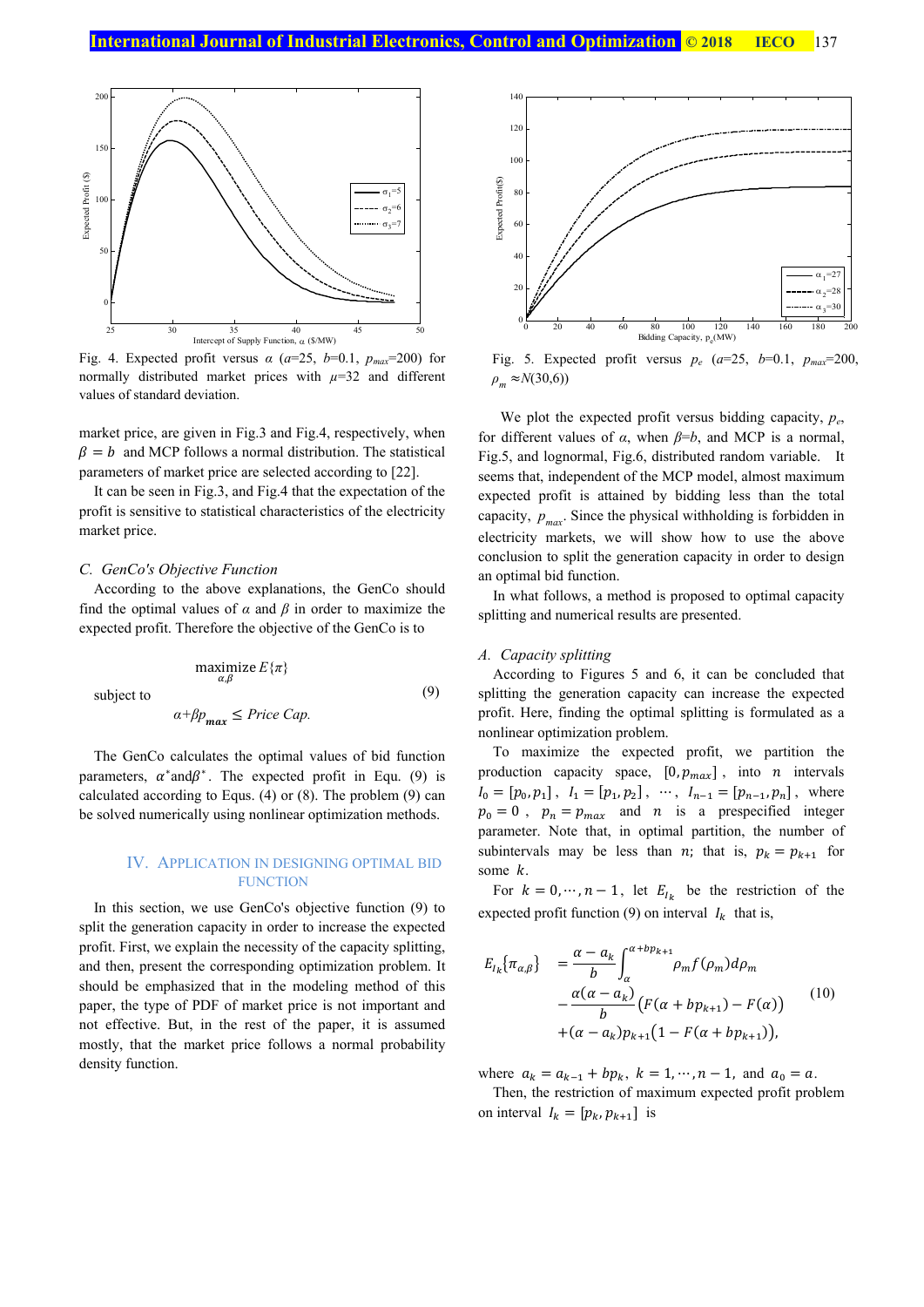Fig. 4. Expected profit versus $\alpha$ ($a$=25, $b$=0.1, $p_{max}$=200) for normally distributed market prices with $\mu$=32 and different values of standard deviation.

market price, are given in Fig.3 and Fig.4, respectively, when $\beta = b$ and MCP follows a normal distribution. The statistical parameters of market price are selected according to [22].

It can be seen in Fig.3, and Fig.4 that the expectation of the profit is sensitive to statistical characteristics of the electricity market price.

### C. GenCo's Objective Function

According to the above explanations, the GenCo should find the optimal values of $\alpha$ and $\beta$ in order to maximize the expected profit. Therefore the objective of the GenCo is to

$$\underset{\alpha,\beta}{\text{maximize}}\, E\{\pi\}$$

subject to (9)

$$\alpha+\beta p_{\boldsymbol{max}} \leq \textit{Price Cap.}$$

The GenCo calculates the optimal values of bid function parameters, $\alpha^*$ and $\beta^*$. The expected profit in Equ. (9) is calculated according to Equs. (4) or (8). The problem (9) can be solved numerically using nonlinear optimization methods.

## IV. Application in Designing Optimal Bid Function

In this section, we use GenCo's objective function (9) to split the generation capacity in order to increase the expected profit. First, we explain the necessity of the capacity splitting, and then, present the corresponding optimization problem. It should be emphasized that in the modeling method of this paper, the type of PDF of market price is not important and not effective. But, in the rest of the paper, it is assumed mostly, that the market price follows a normal probability density function.

Fig. 5. Expected profit versus $p_e$ ($a$=25, $b$=0.1, $p_{max}$=200, $\rho_m \approx N(30,6)$)

We plot the expected profit versus bidding capacity, $p_e$, for different values of $\alpha$, when $\beta$=$b$, and MCP is a normal, Fig.5, and lognormal, Fig.6, distributed random variable. It seems that, independent of the MCP model, almost maximum expected profit is attained by bidding less than the total capacity, $p_{max}$. Since the physical withholding is forbidden in electricity markets, we will show how to use the above conclusion to split the generation capacity in order to design an optimal bid function.

In what follows, a method is proposed to optimal capacity splitting and numerical results are presented.

### A. Capacity splitting

According to Figures 5 and 6, it can be concluded that splitting the generation capacity can increase the expected profit. Here, finding the optimal splitting is formulated as a nonlinear optimization problem.

To maximize the expected profit, we partition the production capacity space, $[0, p_{max}]$, into $n$ intervals $I_0 = [p_0, p_1]$, $I_1 = [p_1, p_2]$, $\cdots$, $I_{n-1} = [p_{n-1}, p_n]$, where $p_0 = 0$, $p_n = p_{max}$ and $n$ is a prespecified integer parameter. Note that, in optimal partition, the number of subintervals may be less than $n$; that is, $p_k = p_{k+1}$ for some $k$.

For $k = 0, \cdots, n-1$, let $E_{I_k}$ be the restriction of the expected profit function (9) on interval $I_k$ that is,

$$\begin{aligned} E_{I_k}\{\pi_{\alpha,\beta}\} &= \frac{\alpha - a_k}{b}\int_{\alpha}^{\alpha+bp_{k+1}} \rho_m f(\rho_m) d\rho_m \\ &\quad - \frac{\alpha(\alpha - a_k)}{b}\big(F(\alpha + bp_{k+1}) - F(\alpha)\big) \\ &\quad + (\alpha - a_k)p_{k+1}\big(1 - F(\alpha + bp_{k+1})\big), \end{aligned} \tag{10}$$

where $a_k = a_{k-1} + bp_k$, $k = 1, \cdots, n-1$, and $a_0 = a$.

Then, the restriction of maximum expected profit problem on interval $I_k = [p_k, p_{k+1}]$ is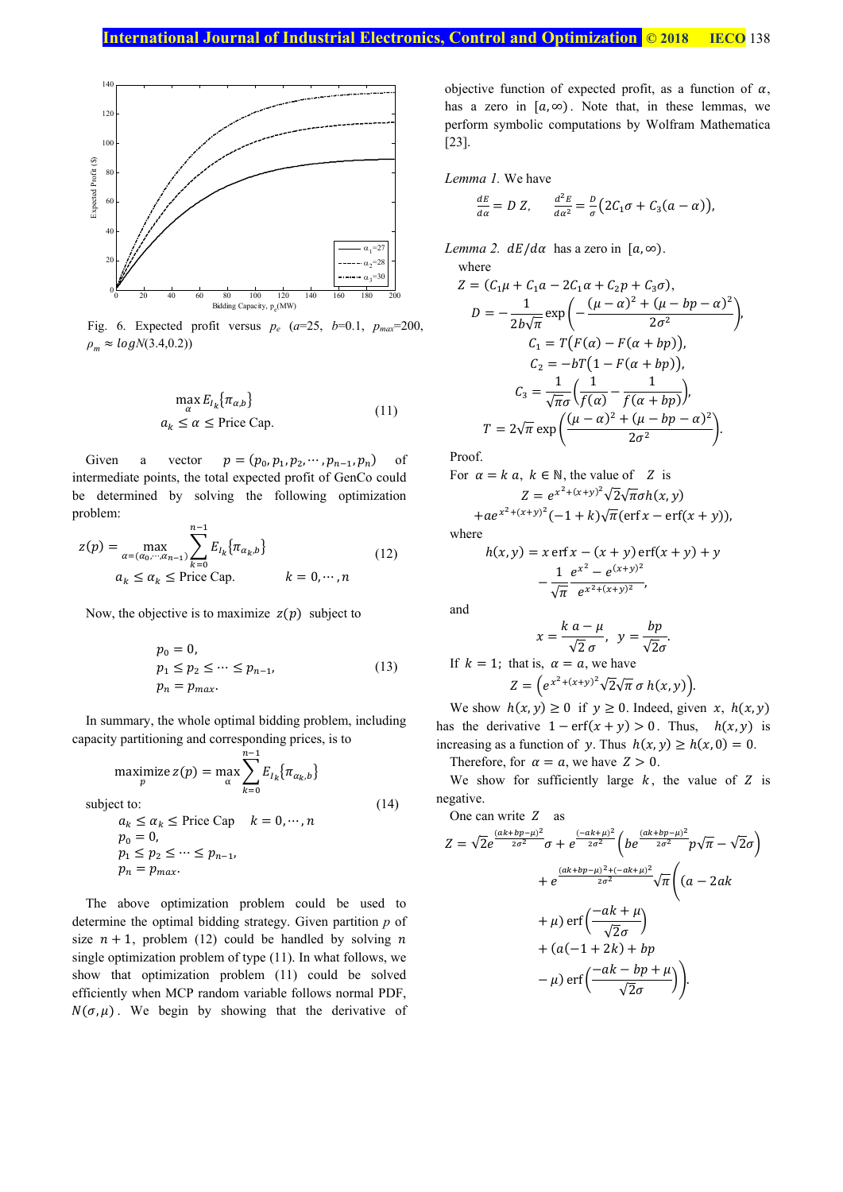Fig. 6. Expected profit versus $p_c$ ($a$=25, $b$=0.1, $p_{max}$=200, $\rho_m \approx logN(3.4,0.2)$)

$$\max_{\alpha} E_{I_k}\{\pi_{\alpha,b}\}$$
$$a_k \leq \alpha \leq \text{Price Cap.} \tag{11}$$

Given a vector $p = (p_0, p_1, p_2, \cdots, p_{n-1}, p_n)$ of intermediate points, the total expected profit of GenCo could be determined by solving the following optimization problem:

$$z(p) = \max_{\alpha=(\alpha_0,\cdots,\alpha_{n-1})} \sum_{k=0}^{n-1} E_{I_k}\{\pi_{\alpha_k,b}\}$$
$$a_k \leq \alpha_k \leq \text{Price Cap.} \qquad k = 0, \cdots, n \tag{12}$$

Now, the objective is to maximize $z(p)$ subject to

$$p_0 = 0,$$
$$p_1 \leq p_2 \leq \cdots \leq p_{n-1}, \tag{13}$$
$$p_n = p_{max}.$$

In summary, the whole optimal bidding problem, including capacity partitioning and corresponding prices, is to

$$\underset{p}{\text{maximize}}\, z(p) = \max_{\alpha} \sum_{k=0}^{n-1} E_{I_k}\{\pi_{\alpha_k,b}\}$$

subject to: (14)

$$a_k \leq \alpha_k \leq \text{Price Cap} \quad k = 0, \cdots, n$$
$$p_0 = 0,$$
$$p_1 \leq p_2 \leq \cdots \leq p_{n-1},$$
$$p_n = p_{max}.$$

The above optimization problem could be used to determine the optimal bidding strategy. Given partition $p$ of size $n+1$, problem (12) could be handled by solving $n$ single optimization problem of type (11). In what follows, we show that optimization problem (11) could be solved efficiently when MCP random variable follows normal PDF, $N(\sigma, \mu)$. We begin by showing that the derivative of objective function of expected profit, as a function of $\alpha$, has a zero in $[a, \infty)$. Note that, in these lemmas, we perform symbolic computations by Wolfram Mathematica [23].

*Lemma 1.* We have

$$\frac{dE}{d\alpha} = D\,Z, \qquad \frac{d^2E}{d\alpha^2} = \frac{D}{\sigma}\big(2C_1\sigma + C_3(a-\alpha)\big),$$

*Lemma 2.* $dE/d\alpha$ has a zero in $[a, \infty)$.

where

$$Z = (C_1\mu + C_1 a - 2C_1\alpha + C_2 p + C_3\sigma),$$
$$D = -\frac{1}{2b\sqrt{\pi}} \exp\left(-\frac{(\mu-\alpha)^2 + (\mu - bp - \alpha)^2}{2\sigma^2}\right),$$
$$C_1 = T\big(F(\alpha) - F(\alpha + bp)\big),$$
$$C_2 = -bT\big(1 - F(\alpha + bp)\big),$$
$$C_3 = \frac{1}{\sqrt{\pi}\sigma}\left(\frac{1}{f(\alpha)} - \frac{1}{f(\alpha + bp)}\right),$$
$$T = 2\sqrt{\pi} \exp\left(\frac{(\mu-\alpha)^2 + (\mu - bp - \alpha)^2}{2\sigma^2}\right).$$

Proof.

For $\alpha = k\,a$, $k \in \mathbb{N}$, the value of $Z$ is

$$Z = e^{x^2+(x+y)^2}\sqrt{2}\sqrt{\pi}\sigma h(x,y)$$
$$+ae^{x^2+(x+y)^2}(-1+k)\sqrt{\pi}(\operatorname{erf} x - \operatorname{erf}(x+y)),$$

where

$$h(x,y) = x\operatorname{erf} x - (x+y)\operatorname{erf}(x+y) + y - \frac{1}{\sqrt{\pi}}\frac{e^{x^2} - e^{(x+y)^2}}{e^{x^2+(x+y)^2}},$$

and

$$x = \frac{k\,a - \mu}{\sqrt{2}\,\sigma}, \quad y = \frac{bp}{\sqrt{2}\sigma}.$$

If $k = 1$; that is, $\alpha = a$, we have

$$Z = \left(e^{x^2+(x+y)^2}\sqrt{2}\sqrt{\pi}\,\sigma\, h(x,y)\right).$$

We show $h(x,y) \geq 0$ if $y \geq 0$. Indeed, given $x$, $h(x,y)$ has the derivative $1 - \operatorname{erf}(x+y) > 0$. Thus, $h(x,y)$ is increasing as a function of $y$. Thus $h(x,y) \geq h(x,0) = 0$.

Therefore, for $\alpha = a$, we have $Z > 0$.

We show for sufficiently large $k$, the value of $Z$ is negative.

One can write $Z$ as

$$Z = \sqrt{2}e^{\frac{(ak+bp-\mu)^2}{2\sigma^2}}\sigma + e^{\frac{(-ak+\mu)^2}{2\sigma^2}}\left(be^{\frac{(ak+bp-\mu)^2}{2\sigma^2}}p\sqrt{\pi} - \sqrt{2}\sigma\right)$$
$$+ e^{\frac{(ak+bp-\mu)^2+(-ak+\mu)^2}{2\sigma^2}}\sqrt{\pi}\Bigg((a - 2ak + \mu)\operatorname{erf}\left(\frac{-ak+\mu}{\sqrt{2}\sigma}\right) + (a(-1+2k) + bp - \mu)\operatorname{erf}\left(\frac{-ak-bp+\mu}{\sqrt{2}\sigma}\right)\Bigg).$$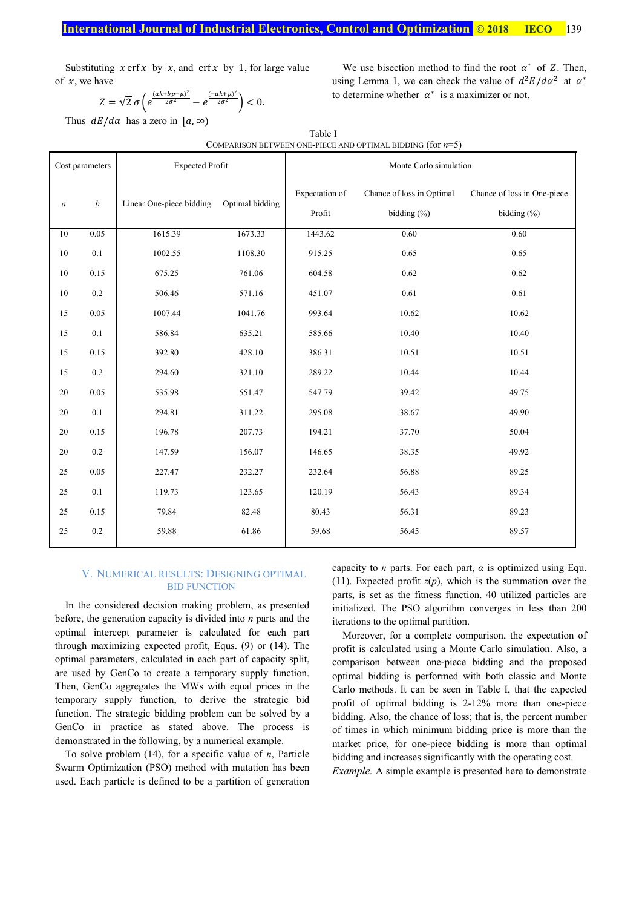Substituting $x\,\text{erf}\,x$ by $x$, and $\text{erf}\,x$ by 1, for large value of $x$, we have

$$Z = \sqrt{2}\,\sigma\left(e^{\frac{(ak+bp-\mu)^2}{2\sigma^2}} - e^{\frac{(-ak+\mu)^2}{2\sigma^2}}\right) < 0.$$

Thus $dE/d\alpha$ has a zero in $[a, \infty)$

We use bisection method to find the root $\alpha^*$ of $Z$. Then, using Lemma 1, we can check the value of $d^2E/d\alpha^2$ at $\alpha^*$ to determine whether $\alpha^*$ is a maximizer or not.

Table I
COMPARISON BETWEEN ONE-PIECE AND OPTIMAL BIDDING (for $n$=5)

| Cost parameters | | Expected Profit | | Monte Carlo simulation | | |
|---|---|---|---|---|---|---|
| $a$ | $b$ | Linear One-piece bidding | Optimal bidding | Expectation of Profit | Chance of loss in Optimal bidding (%) | Chance of loss in One-piece bidding (%) |
| 10 | 0.05 | 1615.39 | 1673.33 | 1443.62 | 0.60 | 0.60 |
| 10 | 0.1 | 1002.55 | 1108.30 | 915.25 | 0.65 | 0.65 |
| 10 | 0.15 | 675.25 | 761.06 | 604.58 | 0.62 | 0.62 |
| 10 | 0.2 | 506.46 | 571.16 | 451.07 | 0.61 | 0.61 |
| 15 | 0.05 | 1007.44 | 1041.76 | 993.64 | 10.62 | 10.62 |
| 15 | 0.1 | 586.84 | 635.21 | 585.66 | 10.40 | 10.40 |
| 15 | 0.15 | 392.80 | 428.10 | 386.31 | 10.51 | 10.51 |
| 15 | 0.2 | 294.60 | 321.10 | 289.22 | 10.44 | 10.44 |
| 20 | 0.05 | 535.98 | 551.47 | 547.79 | 39.42 | 49.75 |
| 20 | 0.1 | 294.81 | 311.22 | 295.08 | 38.67 | 49.90 |
| 20 | 0.15 | 196.78 | 207.73 | 194.21 | 37.70 | 50.04 |
| 20 | 0.2 | 147.59 | 156.07 | 146.65 | 38.35 | 49.92 |
| 25 | 0.05 | 227.47 | 232.27 | 232.64 | 56.88 | 89.25 |
| 25 | 0.1 | 119.73 | 123.65 | 120.19 | 56.43 | 89.34 |
| 25 | 0.15 | 79.84 | 82.48 | 80.43 | 56.31 | 89.23 |
| 25 | 0.2 | 59.88 | 61.86 | 59.68 | 56.45 | 89.57 |

## V. NUMERICAL RESULTS: DESIGNING OPTIMAL BID FUNCTION

In the considered decision making problem, as presented before, the generation capacity is divided into $n$ parts and the optimal intercept parameter is calculated for each part through maximizing expected profit, Equs. (9) or (14). The optimal parameters, calculated in each part of capacity split, are used by GenCo to create a temporary supply function. Then, GenCo aggregates the MWs with equal prices in the temporary supply function, to derive the strategic bid function. The strategic bidding problem can be solved by a GenCo in practice as stated above. The process is demonstrated in the following, by a numerical example.

To solve problem (14), for a specific value of $n$, Particle Swarm Optimization (PSO) method with mutation has been used. Each particle is defined to be a partition of generation capacity to $n$ parts. For each part, $\alpha$ is optimized using Equ. (11). Expected profit $z(p)$, which is the summation over the parts, is set as the fitness function. 40 utilized particles are initialized. The PSO algorithm converges in less than 200 iterations to the optimal partition.

Moreover, for a complete comparison, the expectation of profit is calculated using a Monte Carlo simulation. Also, a comparison between one-piece bidding and the proposed optimal bidding is performed with both classic and Monte Carlo methods. It can be seen in Table I, that the expected profit of optimal bidding is 2-12% more than one-piece bidding. Also, the chance of loss; that is, the percent number of times in which minimum bidding price is more than the market price, for one-piece bidding is more than optimal bidding and increases significantly with the operating cost.

*Example.* A simple example is presented here to demonstrate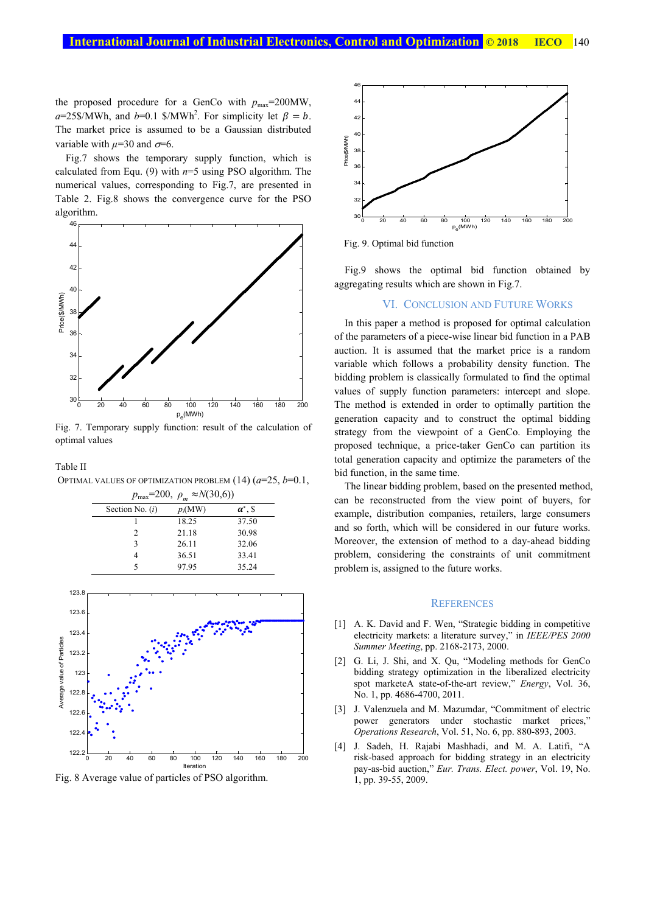the proposed procedure for a GenCo with $p_{max}$=200MW, $a$=25\$/MWh, and $b$=0.1 \$/MWh$^2$. For simplicity let $\beta = b$. The market price is assumed to be a Gaussian distributed variable with $\mu$=30 and $\sigma$=6.

Fig.7 shows the temporary supply function, which is calculated from Equ. (9) with $n$=5 using PSO algorithm. The numerical values, corresponding to Fig.7, are presented in Table 2. Fig.8 shows the convergence curve for the PSO algorithm.

Fig. 7. Temporary supply function: result of the calculation of optimal values

Table II

OPTIMAL VALUES OF OPTIMIZATION PROBLEM (14) ($a$=25, $b$=0.1, $p_{max}$=200, $\rho_m \approx N(30,6)$)

| Section No. ($i$) | $p_i$(MW) | $\alpha^*$, \$ |
|---|---|---|
| 1 | 18.25 | 37.50 |
| 2 | 21.18 | 30.98 |
| 3 | 26.11 | 32.06 |
| 4 | 36.51 | 33.41 |
| 5 | 97.95 | 35.24 |

Fig. 8 Average value of particles of PSO algorithm.

Fig. 9. Optimal bid function

Fig.9 shows the optimal bid function obtained by aggregating results which are shown in Fig.7.

## VI. Conclusion and Future Works

In this paper a method is proposed for optimal calculation of the parameters of a piece-wise linear bid function in a PAB auction. It is assumed that the market price is a random variable which follows a probability density function. The bidding problem is classically formulated to find the optimal values of supply function parameters: intercept and slope. The method is extended in order to optimally partition the generation capacity and to construct the optimal bidding strategy from the viewpoint of a GenCo. Employing the proposed technique, a price-taker GenCo can partition its total generation capacity and optimize the parameters of the bid function, in the same time.

The linear bidding problem, based on the presented method, can be reconstructed from the view point of buyers, for example, distribution companies, retailers, large consumers and so forth, which will be considered in our future works. Moreover, the extension of method to a day-ahead bidding problem, considering the constraints of unit commitment problem is, assigned to the future works.

## References

[1] A. K. David and F. Wen, "Strategic bidding in competitive electricity markets: a literature survey," in *IEEE/PES 2000 Summer Meeting*, pp. 2168-2173, 2000.

[2] G. Li, J. Shi, and X. Qu, "Modeling methods for GenCo bidding strategy optimization in the liberalized electricity spot marketeA state-of-the-art review," *Energy*, Vol. 36, No. 1, pp. 4686-4700, 2011.

[3] J. Valenzuela and M. Mazumdar, "Commitment of electric power generators under stochastic market prices," *Operations Research*, Vol. 51, No. 6, pp. 880-893, 2003.

[4] J. Sadeh, H. Rajabi Mashhadi, and M. A. Latifi, "A risk-based approach for bidding strategy in an electricity pay-as-bid auction," *Eur. Trans. Elect. power*, Vol. 19, No. 1, pp. 39-55, 2009.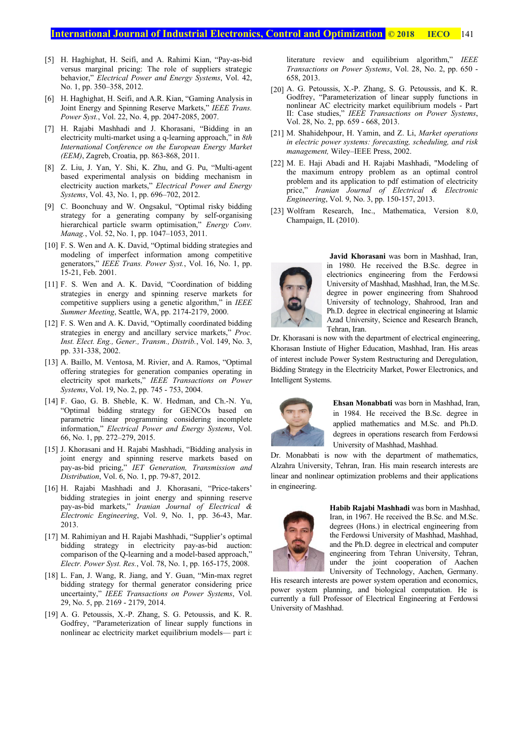[5] H. Haghighat, H. Seifi, and A. Rahimi Kian, "Pay-as-bid versus marginal pricing: The role of suppliers strategic behavior," *Electrical Power and Energy Systems*, Vol. 42, No. 1, pp. 350–358, 2012.

[6] H. Haghighat, H. Seifi, and A.R. Kian, "Gaming Analysis in Joint Energy and Spinning Reserve Markets," *IEEE Trans. Power Syst.*, Vol. 22, No. 4, pp. 2047-2085, 2007.

[7] H. Rajabi Mashhadi and J. Khorasani, "Bidding in an electricity multi-market using a q-learning approach," in *8th International Conference on the European Energy Market (EEM)*, Zagreb, Croatia, pp. 863-868, 2011.

[8] Z. Liu, J. Yan, Y. Shi, K. Zhu, and G. Pu, "Multi-agent based experimental analysis on bidding mechanism in electricity auction markets," *Electrical Power and Energy Systems*, Vol. 43, No. 1, pp. 696–702, 2012.

[9] C. Boonchuay and W. Ongsakul, "Optimal risky bidding strategy for a generating company by self-organising hierarchical particle swarm optimisation," *Energy Conv. Manag.*, Vol. 52, No. 1, pp. 1047–1053, 2011.

[10] F. S. Wen and A. K. David, "Optimal bidding strategies and modeling of imperfect information among competitive generators," *IEEE Trans. Power Syst.*, Vol. 16, No. 1, pp. 15-21, Feb. 2001.

[11] F. S. Wen and A. K. David, "Coordination of bidding strategies in energy and spinning reserve markets for competitive suppliers using a genetic algorithm," in *IEEE Summer Meeting*, Seattle, WA, pp. 2174-2179, 2000.

[12] F. S. Wen and A. K. David, "Optimally coordinated bidding strategies in energy and ancillary service markets," *Proc. Inst. Elect. Eng., Gener., Transm., Distrib.*, Vol. 149, No. 3, pp. 331-338, 2002.

[13] A. Baillo, M. Ventosa, M. Rivier, and A. Ramos, "Optimal offering strategies for generation companies operating in electricity spot markets," *IEEE Transactions on Power Systems*, Vol. 19, No. 2, pp. 745 - 753, 2004.

[14] F. Gao, G. B. Sheble, K. W. Hedman, and Ch.-N. Yu, "Optimal bidding strategy for GENCOs based on parametric linear programming considering incomplete information," *Electrical Power and Energy Systems*, Vol. 66, No. 1, pp. 272–279, 2015.

[15] J. Khorasani and H. Rajabi Mashhadi, "Bidding analysis in joint energy and spinning reserve markets based on pay-as-bid pricing," *IET Generation, Transmission and Distribution*, Vol. 6, No. 1, pp. 79-87, 2012.

[16] H. Rajabi Mashhadi and J. Khorasani, "Price-takers' bidding strategies in joint energy and spinning reserve pay-as-bid markets," *Iranian Journal of Electrical & Electronic Engineering*, Vol. 9, No. 1, pp. 36-43, Mar. 2013.

[17] M. Rahimiyan and H. Rajabi Mashhadi, "Supplier's optimal bidding strategy in electricity pay-as-bid auction: comparison of the Q-learning and a model-based approach," *Electr. Power Syst. Res.*, Vol. 78, No. 1, pp. 165-175, 2008.

[18] L. Fan, J. Wang, R. Jiang, and Y. Guan, "Min-max regret bidding strategy for thermal generator considering price uncertainty," *IEEE Transactions on Power Systems*, Vol. 29, No. 5, pp. 2169 - 2179, 2014.

[19] A. G. Petoussis, X.-P. Zhang, S. G. Petoussis, and K. R. Godfrey, "Parameterization of linear supply functions in nonlinear ac electricity market equilibrium models— part i: literature review and equilibrium algorithm," *IEEE Transactions on Power Systems*, Vol. 28, No. 2, pp. 650 - 658, 2013.

[20] A. G. Petoussis, X.-P. Zhang, S. G. Petoussis, and K. R. Godfrey, "Parameterization of linear supply functions in nonlinear AC electricity market equilibrium models - Part II: Case studies," *IEEE Transactions on Power Systems*, Vol. 28, No. 2, pp. 659 - 668, 2013.

[21] M. Shahidehpour, H. Yamin, and Z. Li, *Market operations in electric power systems: forecasting, scheduling, and risk management,* Wiley–IEEE Press, 2002.

[22] M. E. Haji Abadi and H. Rajabi Mashhadi, "Modeling of the maximum entropy problem as an optimal control problem and its application to pdf estimation of electricity price," *Iranian Journal of Electrical & Electronic Engineering*, Vol. 9, No. 3, pp. 150-157, 2013.

[23] Wolfram Research, Inc., Mathematica, Version 8.0, Champaign, IL (2010).

**Javid Khorasani** was born in Mashhad, Iran, in 1980. He received the B.Sc. degree in electronics engineering from the Ferdowsi University of Mashhad, Mashhad, Iran, the M.Sc. degree in power engineering from Shahrood University of technology, Shahrood, Iran and Ph.D. degree in electrical engineering at Islamic Azad University, Science and Research Branch, Tehran, Iran.
Dr. Khorasani is now with the department of electrical engineering, Khorasan Institute of Higher Education, Mashhad, Iran. His areas of interest include Power System Restructuring and Deregulation, Bidding Strategy in the Electricity Market, Power Electronics, and Intelligent Systems.

**Ehsan Monabbati** was born in Mashhad, Iran, in 1984. He received the B.Sc. degree in applied mathematics and M.Sc. and Ph.D. degrees in operations research from Ferdowsi University of Mashhad, Mashhad.
Dr. Monabbati is now with the department of mathematics, Alzahra University, Tehran, Iran. His main research interests are linear and nonlinear optimization problems and their applications in engineering.

**Habib Rajabi Mashhadi** was born in Mashhad, Iran, in 1967. He received the B.Sc. and M.Sc. degrees (Hons.) in electrical engineering from the Ferdowsi University of Mashhad, Mashhad, and the Ph.D. degree in electrical and computer engineering from Tehran University, Tehran, under the joint cooperation of Aachen University of Technology, Aachen, Germany. His research interests are power system operation and economics, power system planning, and biological computation. He is currently a full Professor of Electrical Engineering at Ferdowsi University of Mashhad.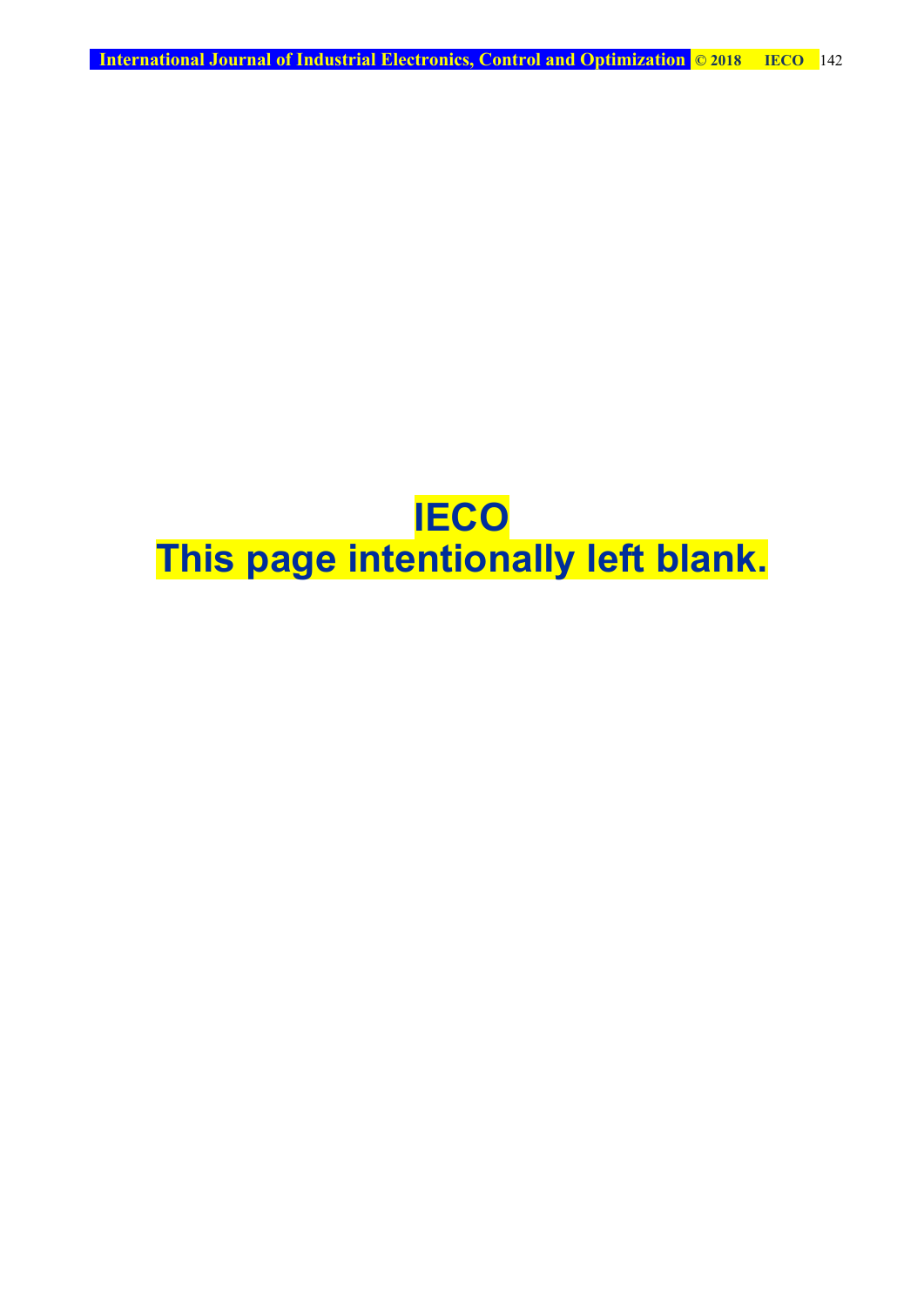IECO

This page intentionally left blank.